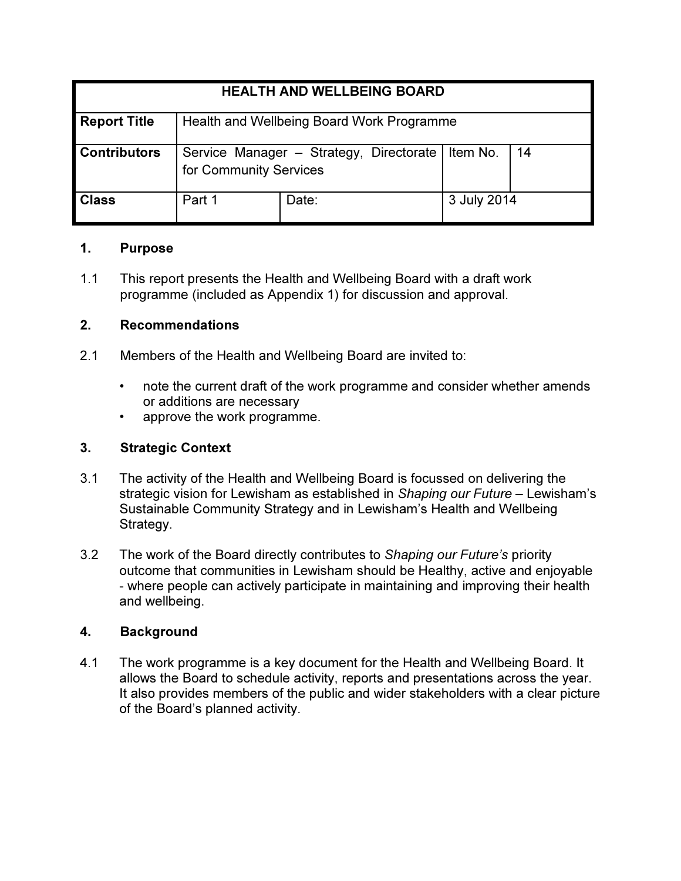| HEALTH AND WELLBEING BOARD | | | | |
|---|---|---|---|---|
| **Report Title** | Health and Wellbeing Board Work Programme | | | |
| **Contributors** | Service Manager – Strategy, Directorate for Community Services | | Item No. | 14 |
| **Class** | Part 1 | Date: | 3 July 2014 | |

## 1. Purpose

1.1 This report presents the Health and Wellbeing Board with a draft work programme (included as Appendix 1) for discussion and approval.

## 2. Recommendations

2.1 Members of the Health and Wellbeing Board are invited to:

- note the current draft of the work programme and consider whether amends or additions are necessary
- approve the work programme.

## 3. Strategic Context

3.1 The activity of the Health and Wellbeing Board is focussed on delivering the strategic vision for Lewisham as established in *Shaping our Future* – Lewisham's Sustainable Community Strategy and in Lewisham's Health and Wellbeing Strategy.

3.2 The work of the Board directly contributes to *Shaping our Future's* priority outcome that communities in Lewisham should be Healthy, active and enjoyable - where people can actively participate in maintaining and improving their health and wellbeing.

## 4. Background

4.1 The work programme is a key document for the Health and Wellbeing Board. It allows the Board to schedule activity, reports and presentations across the year. It also provides members of the public and wider stakeholders with a clear picture of the Board's planned activity.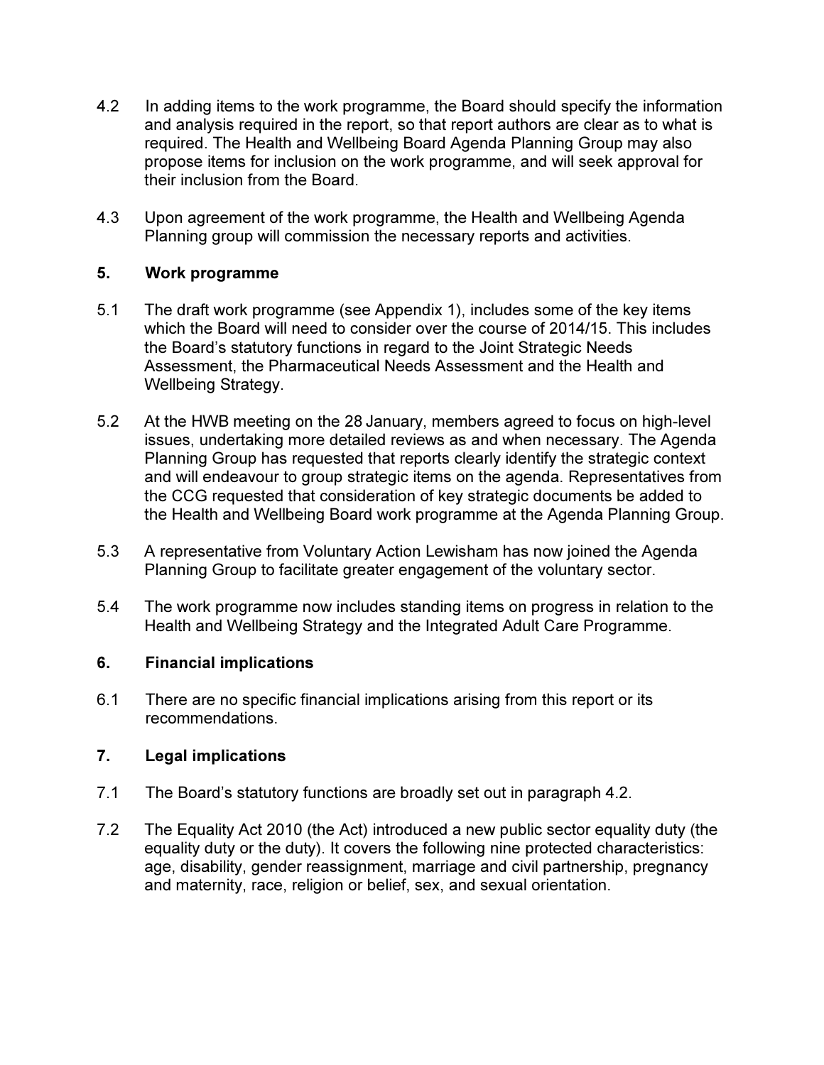4.2 In adding items to the work programme, the Board should specify the information and analysis required in the report, so that report authors are clear as to what is required. The Health and Wellbeing Board Agenda Planning Group may also propose items for inclusion on the work programme, and will seek approval for their inclusion from the Board.

4.3 Upon agreement of the work programme, the Health and Wellbeing Agenda Planning group will commission the necessary reports and activities.

## 5. Work programme

5.1 The draft work programme (see Appendix 1), includes some of the key items which the Board will need to consider over the course of 2014/15. This includes the Board's statutory functions in regard to the Joint Strategic Needs Assessment, the Pharmaceutical Needs Assessment and the Health and Wellbeing Strategy.

5.2 At the HWB meeting on the 28 January, members agreed to focus on high-level issues, undertaking more detailed reviews as and when necessary. The Agenda Planning Group has requested that reports clearly identify the strategic context and will endeavour to group strategic items on the agenda. Representatives from the CCG requested that consideration of key strategic documents be added to the Health and Wellbeing Board work programme at the Agenda Planning Group.

5.3 A representative from Voluntary Action Lewisham has now joined the Agenda Planning Group to facilitate greater engagement of the voluntary sector.

5.4 The work programme now includes standing items on progress in relation to the Health and Wellbeing Strategy and the Integrated Adult Care Programme.

## 6. Financial implications

6.1 There are no specific financial implications arising from this report or its recommendations.

## 7. Legal implications

7.1 The Board's statutory functions are broadly set out in paragraph 4.2.

7.2 The Equality Act 2010 (the Act) introduced a new public sector equality duty (the equality duty or the duty). It covers the following nine protected characteristics: age, disability, gender reassignment, marriage and civil partnership, pregnancy and maternity, race, religion or belief, sex, and sexual orientation.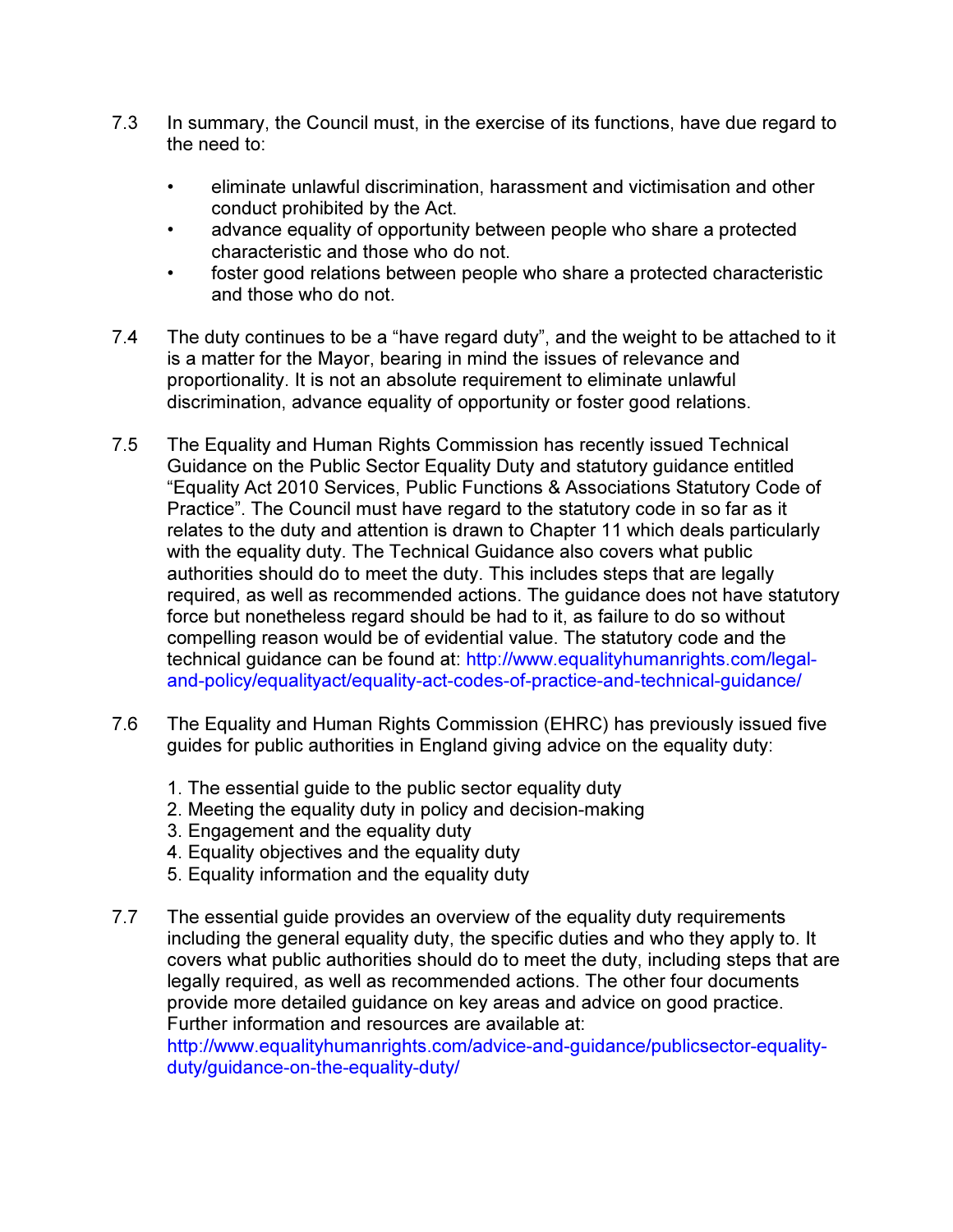7.3 In summary, the Council must, in the exercise of its functions, have due regard to the need to:

- eliminate unlawful discrimination, harassment and victimisation and other conduct prohibited by the Act.
- advance equality of opportunity between people who share a protected characteristic and those who do not.
- foster good relations between people who share a protected characteristic and those who do not.

7.4 The duty continues to be a "have regard duty", and the weight to be attached to it is a matter for the Mayor, bearing in mind the issues of relevance and proportionality. It is not an absolute requirement to eliminate unlawful discrimination, advance equality of opportunity or foster good relations.

7.5 The Equality and Human Rights Commission has recently issued Technical Guidance on the Public Sector Equality Duty and statutory guidance entitled "Equality Act 2010 Services, Public Functions & Associations Statutory Code of Practice". The Council must have regard to the statutory code in so far as it relates to the duty and attention is drawn to Chapter 11 which deals particularly with the equality duty. The Technical Guidance also covers what public authorities should do to meet the duty. This includes steps that are legally required, as well as recommended actions. The guidance does not have statutory force but nonetheless regard should be had to it, as failure to do so without compelling reason would be of evidential value. The statutory code and the technical guidance can be found at: http://www.equalityhumanrights.com/legal-and-policy/equalityact/equality-act-codes-of-practice-and-technical-guidance/

7.6 The Equality and Human Rights Commission (EHRC) has previously issued five guides for public authorities in England giving advice on the equality duty:

1. The essential guide to the public sector equality duty
2. Meeting the equality duty in policy and decision-making
3. Engagement and the equality duty
4. Equality objectives and the equality duty
5. Equality information and the equality duty

7.7 The essential guide provides an overview of the equality duty requirements including the general equality duty, the specific duties and who they apply to. It covers what public authorities should do to meet the duty, including steps that are legally required, as well as recommended actions. The other four documents provide more detailed guidance on key areas and advice on good practice. Further information and resources are available at: http://www.equalityhumanrights.com/advice-and-guidance/publicsector-equality-duty/guidance-on-the-equality-duty/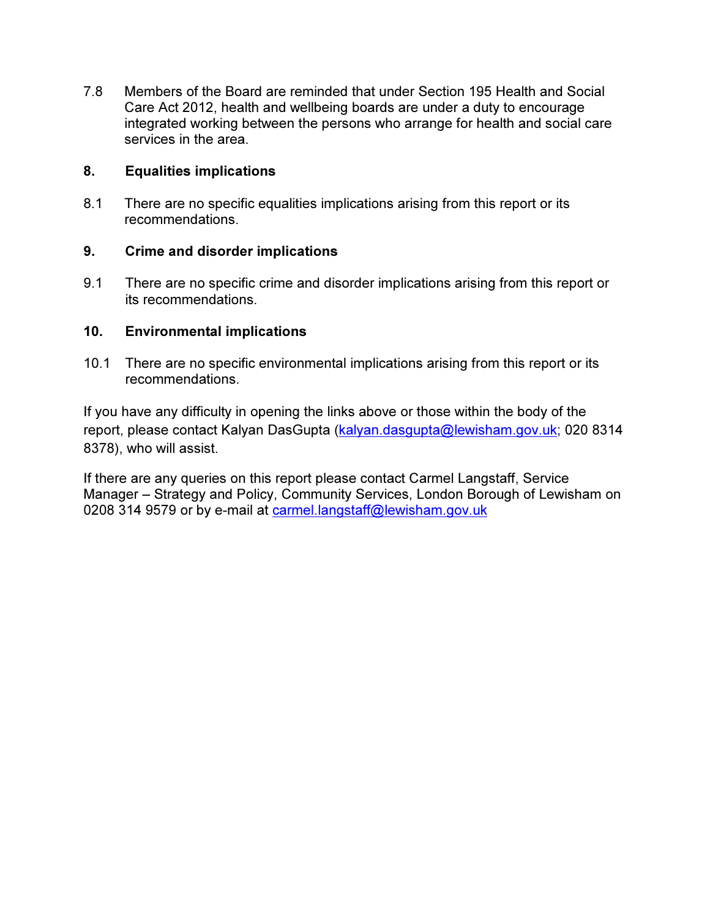7.8 Members of the Board are reminded that under Section 195 Health and Social Care Act 2012, health and wellbeing boards are under a duty to encourage integrated working between the persons who arrange for health and social care services in the area.

## 8. Equalities implications

8.1 There are no specific equalities implications arising from this report or its recommendations.

## 9. Crime and disorder implications

9.1 There are no specific crime and disorder implications arising from this report or its recommendations.

## 10. Environmental implications

10.1 There are no specific environmental implications arising from this report or its recommendations.

If you have any difficulty in opening the links above or those within the body of the report, please contact Kalyan DasGupta (kalyan.dasgupta@lewisham.gov.uk; 020 8314 8378), who will assist.

If there are any queries on this report please contact Carmel Langstaff, Service Manager – Strategy and Policy, Community Services, London Borough of Lewisham on 0208 314 9579 or by e-mail at carmel.langstaff@lewisham.gov.uk